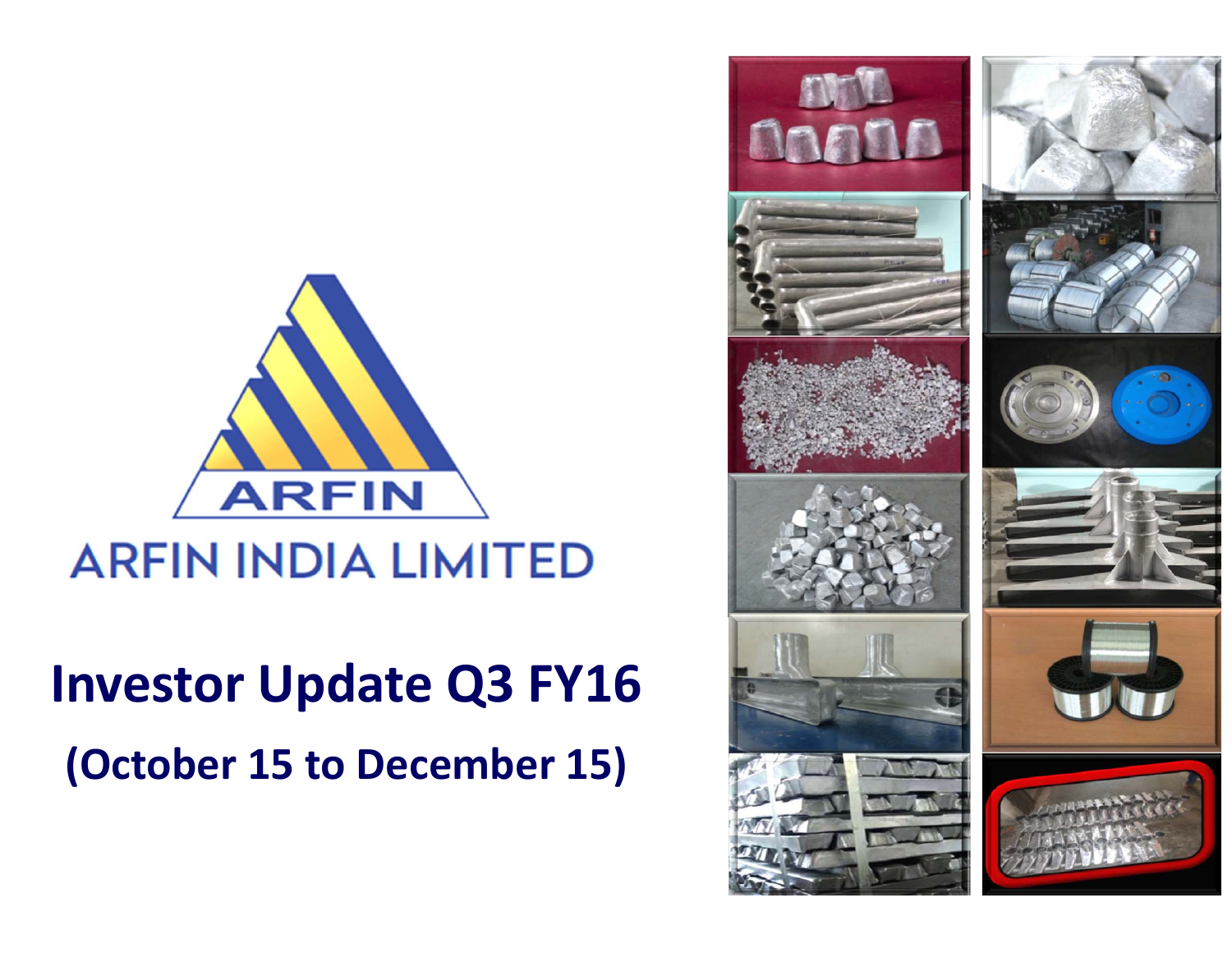ARFIN

ARFIN INDIA LIMITED

# Investor Update Q3 FY16

## (October 15 to December 15)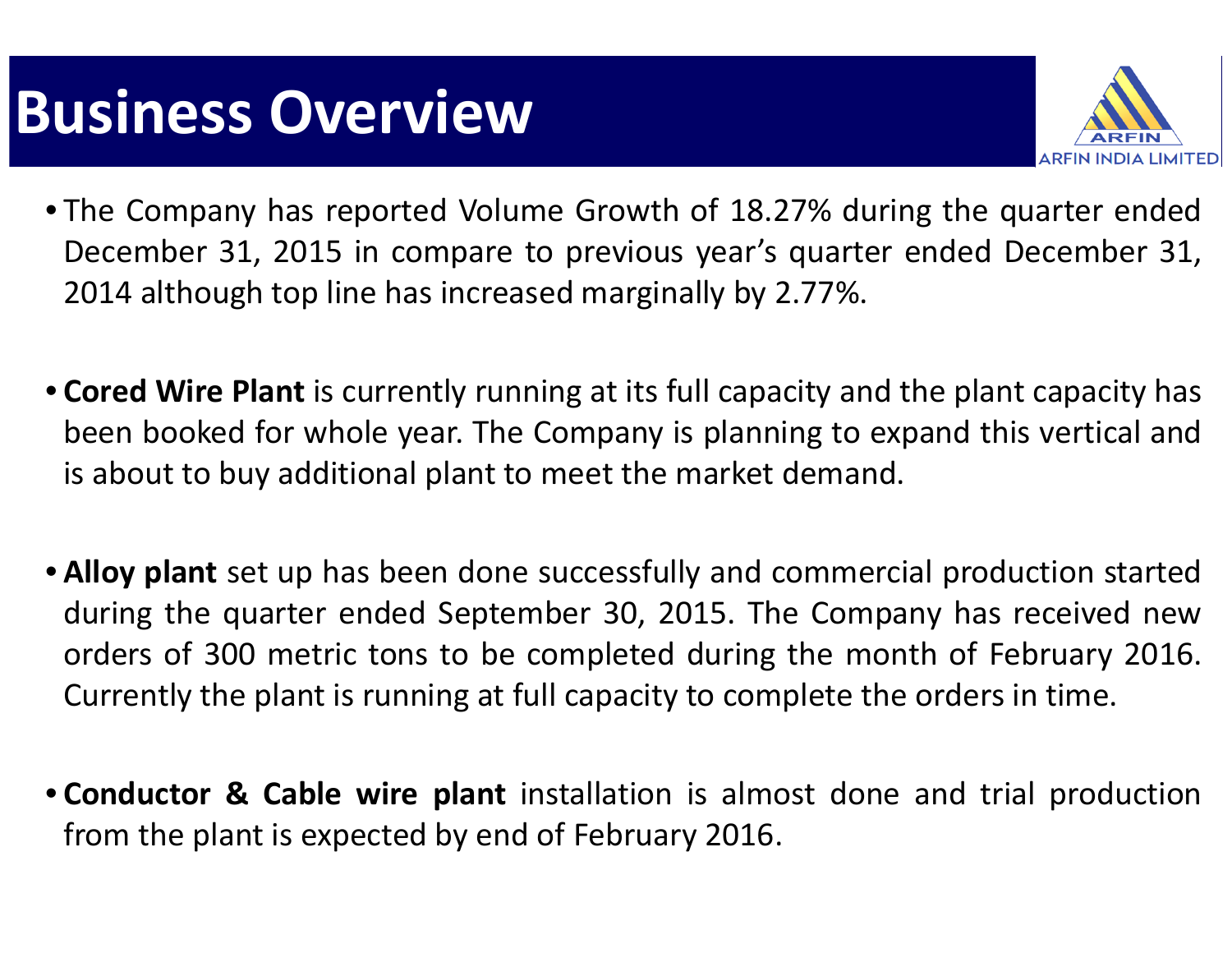# Business Overview

- The Company has reported Volume Growth of 18.27% during the quarter ended December 31, 2015 in compare to previous year's quarter ended December 31, 2014 although top line has increased marginally by 2.77%.

- **Cored Wire Plant** is currently running at its full capacity and the plant capacity has been booked for whole year. The Company is planning to expand this vertical and is about to buy additional plant to meet the market demand.

- **Alloy plant** set up has been done successfully and commercial production started during the quarter ended September 30, 2015. The Company has received new orders of 300 metric tons to be completed during the month of February 2016. Currently the plant is running at full capacity to complete the orders in time.

- **Conductor & Cable wire plant** installation is almost done and trial production from the plant is expected by end of February 2016.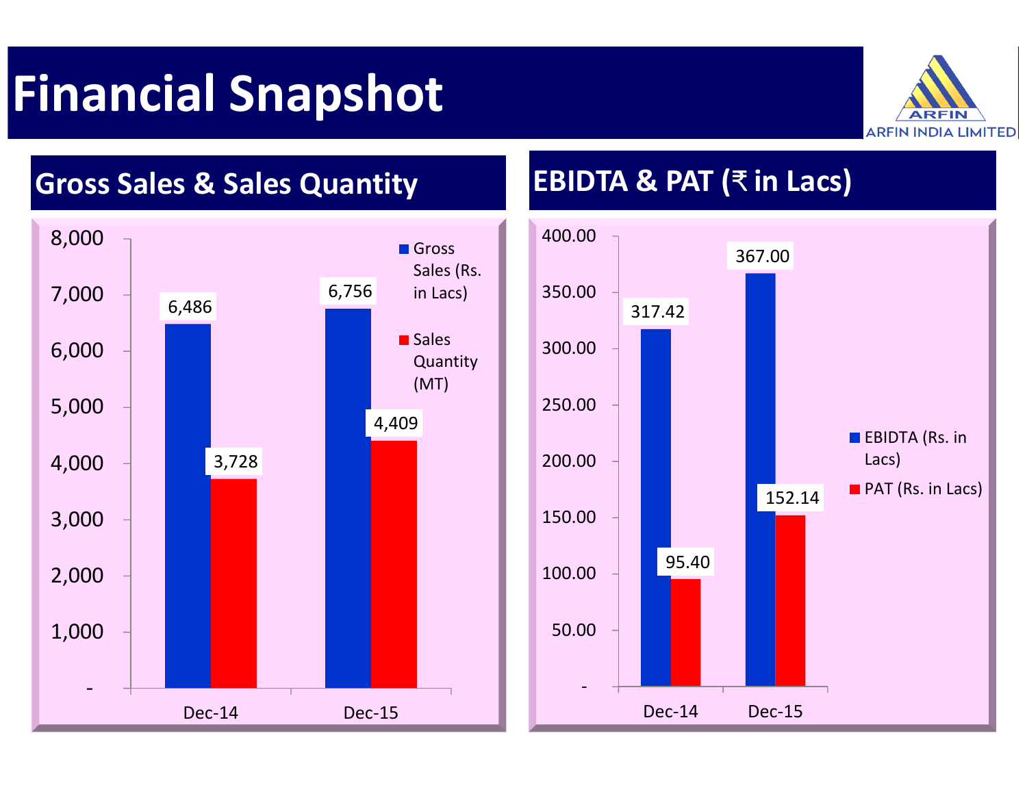# Financial Snapshot

ARFIN INDIA LIMITED

## Gross Sales & Sales Quantity

| | Gross Sales (Rs. in Lacs) | Sales Quantity (MT) |
|---|---|---|
| Dec-14 | 6,486 | 3,728 |
| Dec-15 | 6,756 | 4,409 |

## EBIDTA & PAT (₹ in Lacs)

| | EBIDTA (Rs. in Lacs) | PAT (Rs. in Lacs) |
|---|---|---|
| Dec-14 | 317.42 | 95.40 |
| Dec-15 | 367.00 | 152.14 |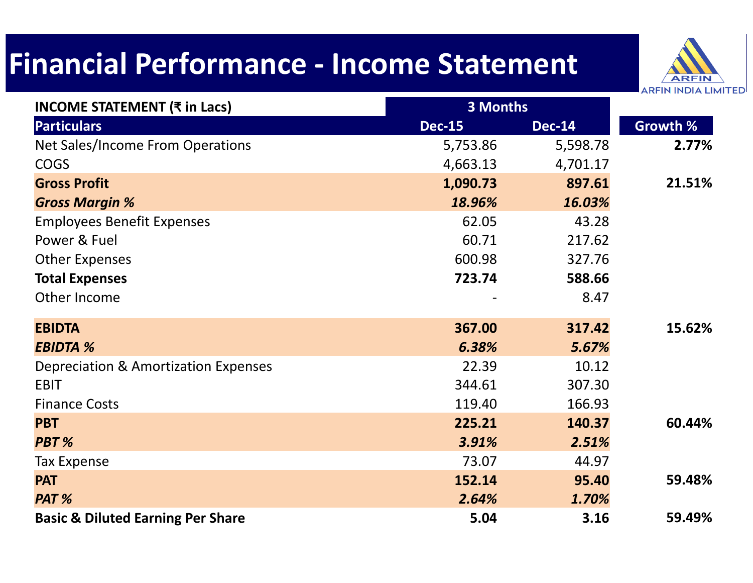# Financial Performance - Income Statement

ARFIN INDIA LIMITED

| INCOME STATEMENT (₹ in Lacs) | 3 Months | | |
|---|---|---|---|
| **Particulars** | **Dec-15** | **Dec-14** | **Growth %** |
| Net Sales/Income From Operations | 5,753.86 | 5,598.78 | **2.77%** |
| COGS | 4,663.13 | 4,701.17 | |
| **Gross Profit** | **1,090.73** | **897.61** | **21.51%** |
| ***Gross Margin %*** | ***18.96%*** | ***16.03%*** | |
| Employees Benefit Expenses | 62.05 | 43.28 | |
| Power & Fuel | 60.71 | 217.62 | |
| Other Expenses | 600.98 | 327.76 | |
| **Total Expenses** | **723.74** | **588.66** | |
| Other Income | - | 8.47 | |
| **EBIDTA** | **367.00** | **317.42** | **15.62%** |
| ***EBIDTA %*** | ***6.38%*** | ***5.67%*** | |
| Depreciation & Amortization Expenses | 22.39 | 10.12 | |
| EBIT | 344.61 | 307.30 | |
| Finance Costs | 119.40 | 166.93 | |
| **PBT** | **225.21** | **140.37** | **60.44%** |
| ***PBT %*** | ***3.91%*** | ***2.51%*** | |
| Tax Expense | 73.07 | 44.97 | |
| **PAT** | **152.14** | **95.40** | **59.48%** |
| ***PAT %*** | ***2.64%*** | ***1.70%*** | |
| **Basic & Diluted Earning Per Share** | **5.04** | **3.16** | **59.49%** |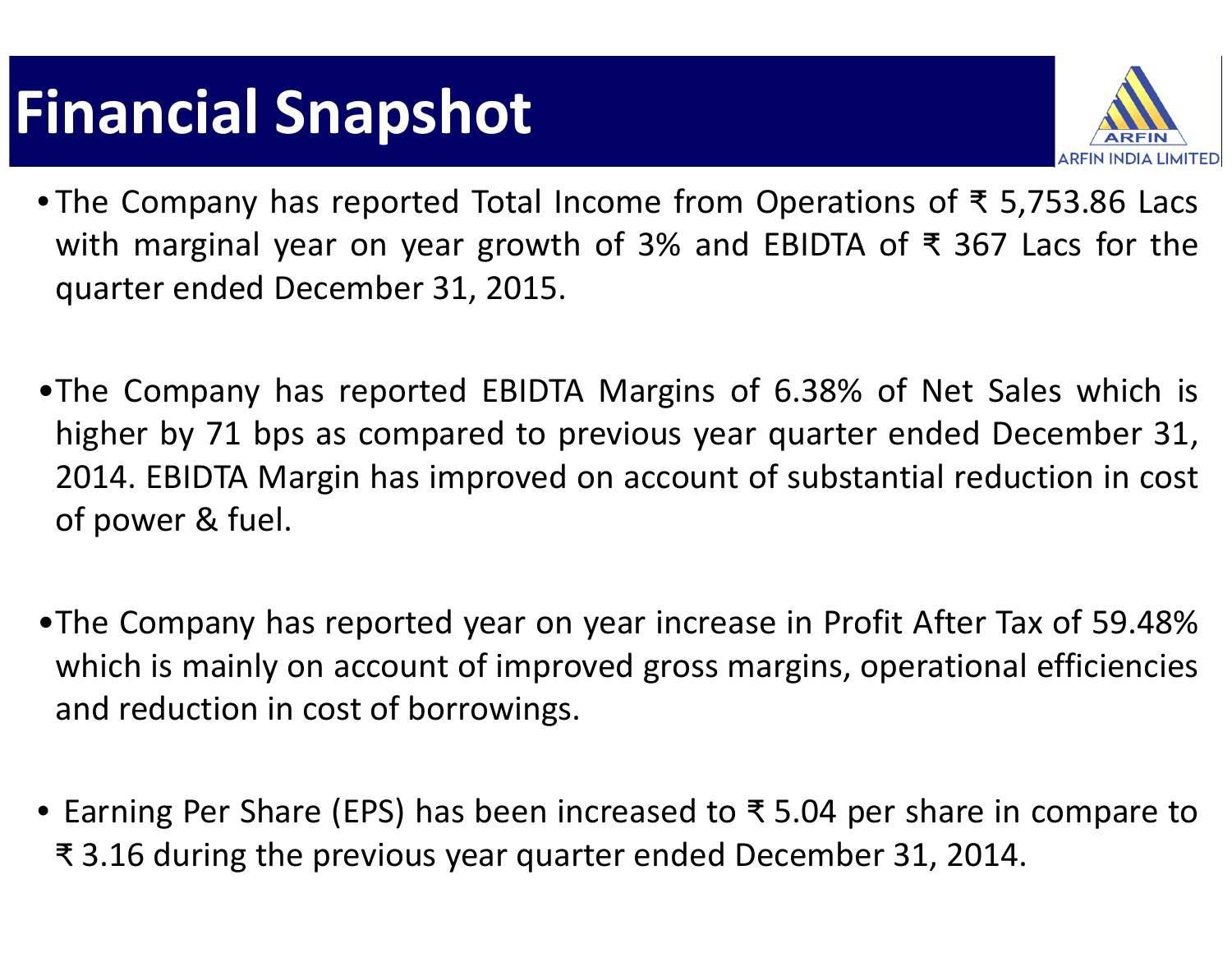# Financial Snapshot

- The Company has reported Total Income from Operations of ₹ 5,753.86 Lacs with marginal year on year growth of 3% and EBIDTA of ₹ 367 Lacs for the quarter ended December 31, 2015.

- The Company has reported EBIDTA Margins of 6.38% of Net Sales which is higher by 71 bps as compared to previous year quarter ended December 31, 2014. EBIDTA Margin has improved on account of substantial reduction in cost of power & fuel.

- The Company has reported year on year increase in Profit After Tax of 59.48% which is mainly on account of improved gross margins, operational efficiencies and reduction in cost of borrowings.

- Earning Per Share (EPS) has been increased to ₹ 5.04 per share in compare to ₹ 3.16 during the previous year quarter ended December 31, 2014.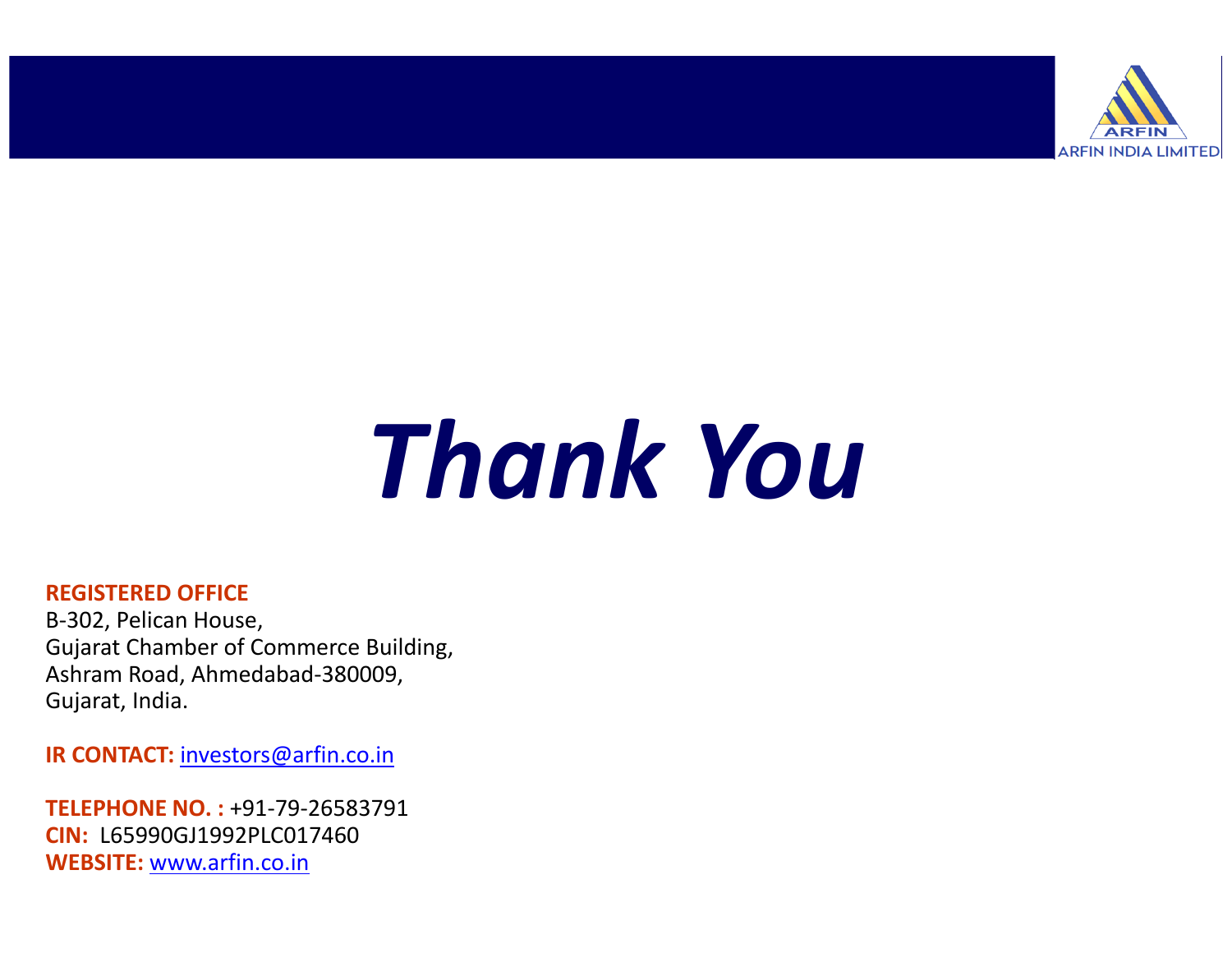# *Thank You*

**REGISTERED OFFICE**
B-302, Pelican House,
Gujarat Chamber of Commerce Building,
Ashram Road, Ahmedabad-380009,
Gujarat, India.

**IR CONTACT:** investors@arfin.co.in

**TELEPHONE NO. :** +91-79-26583791
**CIN:** L65990GJ1992PLC017460
**WEBSITE:** www.arfin.co.in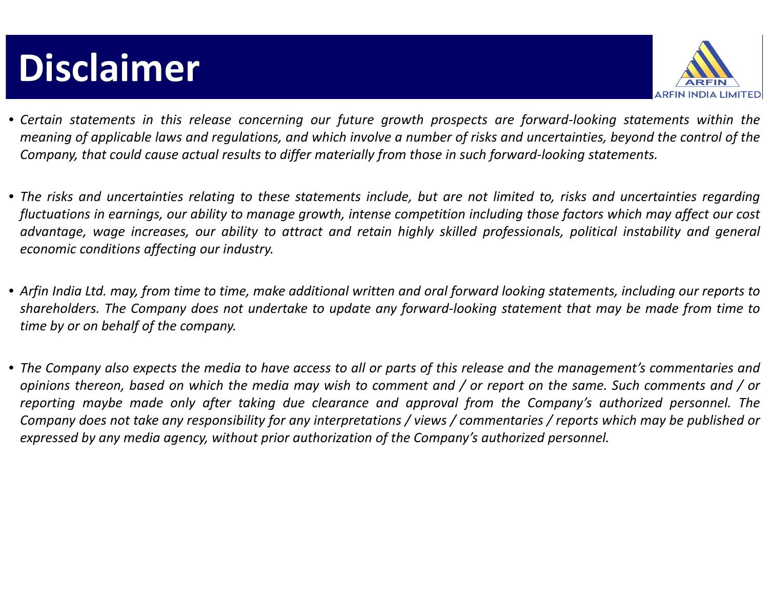# Disclaimer

- *Certain statements in this release concerning our future growth prospects are forward-looking statements within the meaning of applicable laws and regulations, and which involve a number of risks and uncertainties, beyond the control of the Company, that could cause actual results to differ materially from those in such forward-looking statements.*

- *The risks and uncertainties relating to these statements include, but are not limited to, risks and uncertainties regarding fluctuations in earnings, our ability to manage growth, intense competition including those factors which may affect our cost advantage, wage increases, our ability to attract and retain highly skilled professionals, political instability and general economic conditions affecting our industry.*

- *Arfin India Ltd. may, from time to time, make additional written and oral forward looking statements, including our reports to shareholders. The Company does not undertake to update any forward-looking statement that may be made from time to time by or on behalf of the company.*

- *The Company also expects the media to have access to all or parts of this release and the management's commentaries and opinions thereon, based on which the media may wish to comment and / or report on the same. Such comments and / or reporting maybe made only after taking due clearance and approval from the Company's authorized personnel. The Company does not take any responsibility for any interpretations / views / commentaries / reports which may be published or expressed by any media agency, without prior authorization of the Company's authorized personnel.*